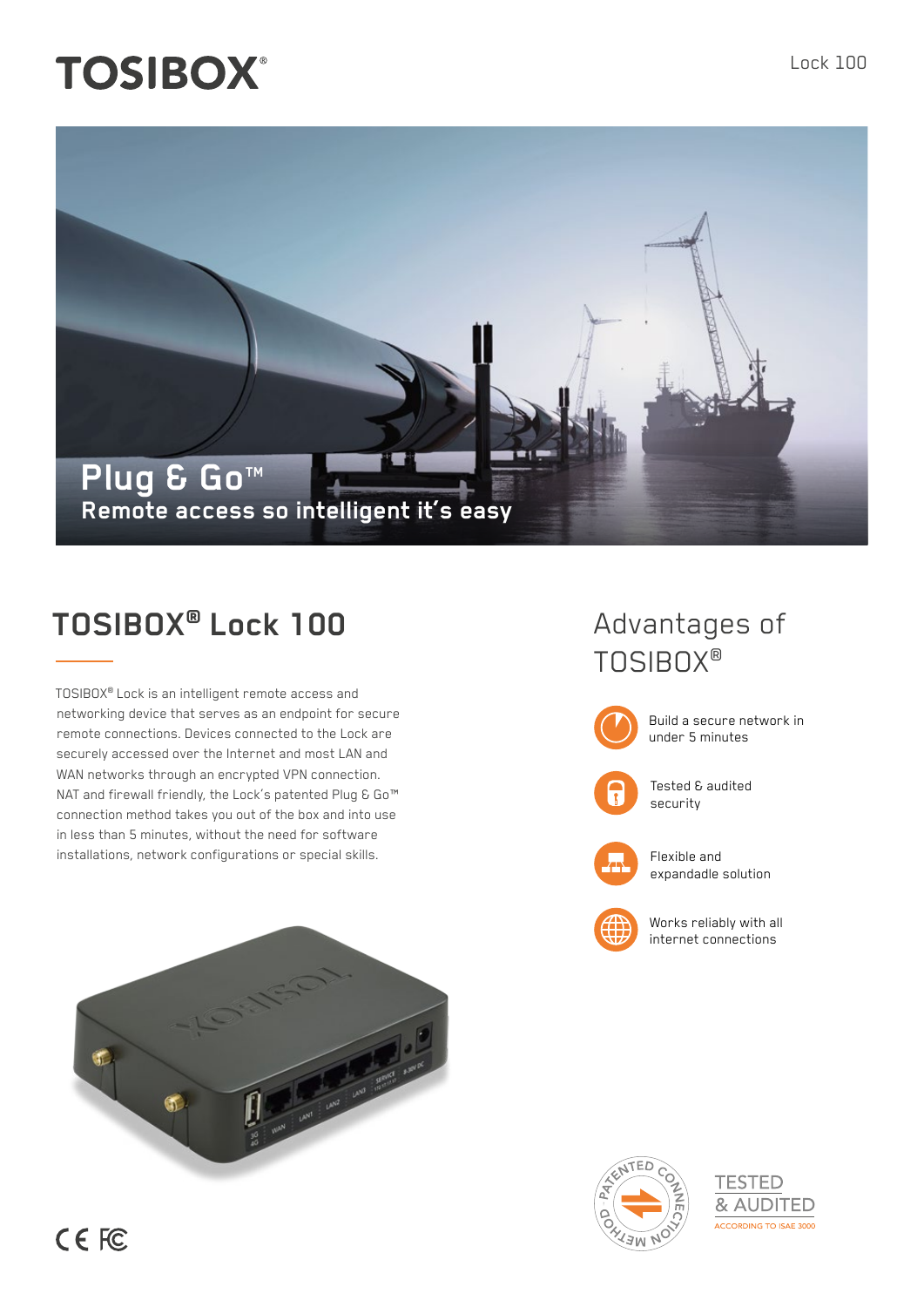# TOSIBOX®

Lock 100

**Plug & Go™**
**Remote access so intelligent it's easy**

## TOSIBOX® Lock 100

TOSIBOX® Lock is an intelligent remote access and networking device that serves as an endpoint for secure remote connections. Devices connected to the Lock are securely accessed over the Internet and most LAN and WAN networks through an encrypted VPN connection. NAT and firewall friendly, the Lock's patented Plug & Go™ connection method takes you out of the box and into use in less than 5 minutes, without the need for software installations, network configurations or special skills.

## Advantages of TOSIBOX®

- Build a secure network in under 5 minutes
- Tested & audited security
- Flexible and expandadle solution
- Works reliably with all internet connections

PATENTED CONNECTION METHOD

TESTED & AUDITED
ACCORDING TO ISAE 3000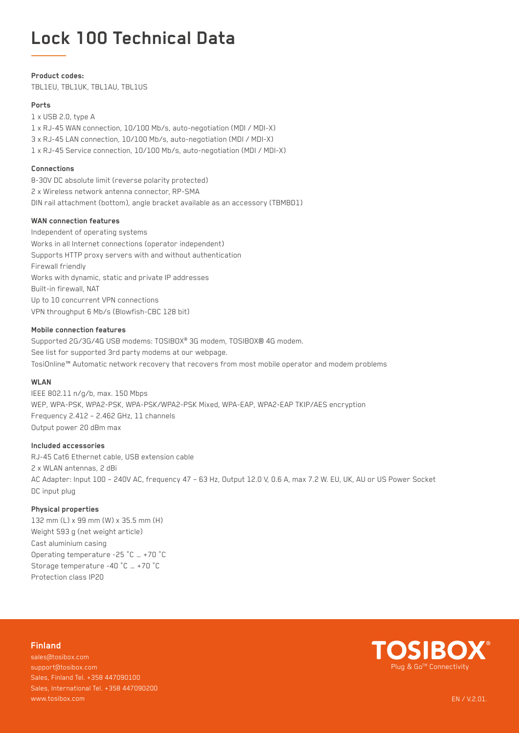# Lock 100 Technical Data

**Product codes:**
TBL1EU, TBL1UK, TBL1AU, TBL1US

**Ports**
1 x USB 2.0, type A
1 x RJ-45 WAN connection, 10/100 Mb/s, auto-negotiation (MDI / MDI-X)
3 x RJ-45 LAN connection, 10/100 Mb/s, auto-negotiation (MDI / MDI-X)
1 x RJ-45 Service connection, 10/100 Mb/s, auto-negotiation (MDI / MDI-X)

**Connections**
8-30V DC absolute limit (reverse polarity protected)
2 x Wireless network antenna connector, RP-SMA
DIN rail attachment (bottom), angle bracket available as an accessory (TBMBD1)

**WAN connection features**
Independent of operating systems
Works in all Internet connections (operator independent)
Supports HTTP proxy servers with and without authentication
Firewall friendly
Works with dynamic, static and private IP addresses
Built-in firewall, NAT
Up to 10 concurrent VPN connections
VPN throughput 6 Mb/s (Blowfish-CBC 128 bit)

**Mobile connection features**
Supported 2G/3G/4G USB modems: TOSIBOX® 3G modem, TOSIBOX® 4G modem.
See list for supported 3rd party modems at our webpage.
TosiOnline™ Automatic network recovery that recovers from most mobile operator and modem problems

**WLAN**
IEEE 802.11 n/g/b, max. 150 Mbps
WEP, WPA-PSK, WPA2-PSK, WPA-PSK/WPA2-PSK Mixed, WPA-EAP, WPA2-EAP TKIP/AES encryption
Frequency 2.412 – 2.462 GHz, 11 channels
Output power 20 dBm max

**Included accessories**
RJ-45 Cat6 Ethernet cable, USB extension cable
2 x WLAN antennas, 2 dBi
AC Adapter: Input 100 – 240V AC, frequency 47 – 63 Hz, Output 12.0 V, 0.6 A, max 7.2 W. EU, UK, AU or US Power Socket
DC input plug

**Physical properties**
132 mm (L) x 99 mm (W) x 35.5 mm (H)
Weight 593 g (net weight article)
Cast aluminium casing
Operating temperature -25 ˚C … +70 ˚C
Storage temperature -40 ˚C … +70 ˚C
Protection class IP20

**Finland**
sales@tosibox.com
support@tosibox.com
Sales, Finland Tel. +358 447090100
Sales, International Tel. +358 447090200
www.tosibox.com

TOSIBOX®
Plug & Go™ Connectivity

EN / V.2.01.